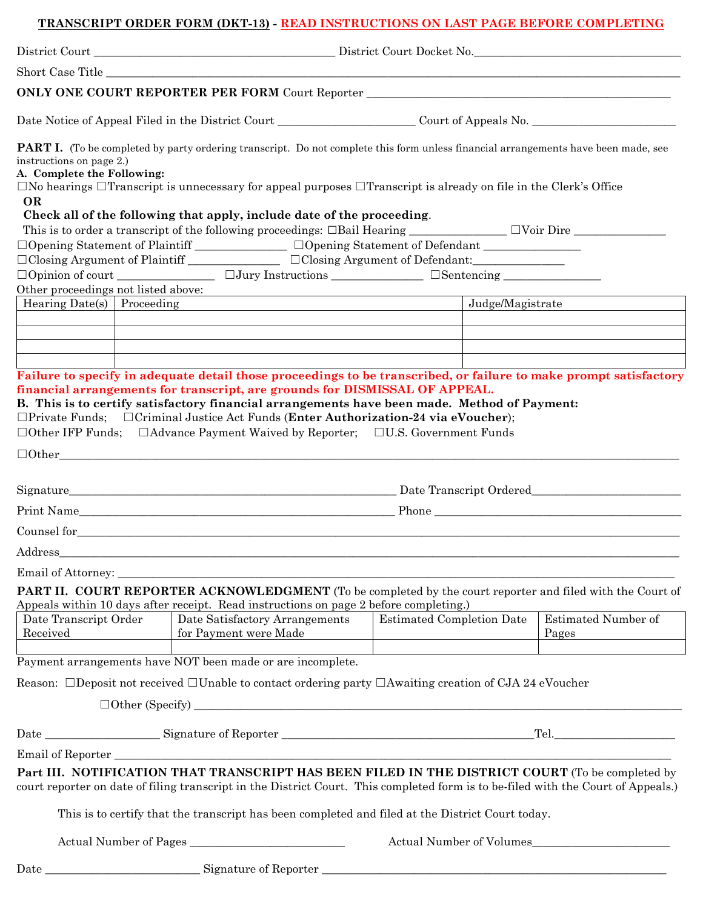**TRANSCRIPT ORDER FORM (DKT-13)** - **READ INSTRUCTIONS ON LAST PAGE BEFORE COMPLETING**

District Court ________________________________________ District Court Docket No.__________________________________

Short Case Title ______________________________________________________________________________________________

**ONLY ONE COURT REPORTER PER FORM** Court Reporter ________________________________________________

Date Notice of Appeal Filed in the District Court ______________________ Court of Appeals No. ________________________

**PART I.** (To be completed by party ordering transcript. Do not complete this form unless financial arrangements have been made, see instructions on page 2.)

**A. Complete the Following:**

☐No hearings ☐Transcript is unnecessary for appeal purposes ☐Transcript is already on file in the Clerk's Office

**OR**

**Check all of the following that apply, include date of the proceeding**.

This is to order a transcript of the following proceedings: ☐Bail Hearing ________________ ☐Voir Dire _______________

☐Opening Statement of Plaintiff _______________ ☐Opening Statement of Defendant ________________

☐Closing Argument of Plaintiff _______________ ☐Closing Argument of Defendant:_______________

☐Opinion of court ________________ ☐Jury Instructions _______________ ☐Sentencing ________________

Other proceedings not listed above:

| Hearing Date(s) | Proceeding | Judge/Magistrate |
|---|---|---|
| | | |
| | | |
| | | |
| | | |

**Failure to specify in adequate detail those proceedings to be transcribed, or failure to make prompt satisfactory financial arrangements for transcript, are grounds for DISMISSAL OF APPEAL.**

**B. This is to certify satisfactory financial arrangements have been made. Method of Payment:**

☐Private Funds; ☐Criminal Justice Act Funds (**Enter Authorization-24 via eVoucher**);

☐Other IFP Funds; ☐Advance Payment Waived by Reporter; ☐U.S. Government Funds

☐Other_____________________________________________________________________________________________________

Signature______________________________________________________ Date Transcript Ordered_________________________

Print Name_____________________________________________________ Phone __________________________________________

Counsel for_________________________________________________________________________________________________

Address____________________________________________________________________________________________________

Email of Attorney: __________________________________________________________________________________________

**PART II. COURT REPORTER ACKNOWLEDGMENT** (To be completed by the court reporter and filed with the Court of Appeals within 10 days after receipt. Read instructions on page 2 before completing.)

| Date Transcript Order Received | Date Satisfactory Arrangements for Payment were Made | Estimated Completion Date | Estimated Number of Pages |
|---|---|---|---|
| | | | |

Payment arrangements have NOT been made or are incomplete.

Reason: ☐Deposit not received ☐Unable to contact ordering party ☐Awaiting creation of CJA 24 eVoucher

☐Other (Specify) ___________________________________________________________________________________

Date ___________________ Signature of Reporter __________________________________________Tel.____________________

Email of Reporter _____________________________________________________________________________________________

**Part III. NOTIFICATION THAT TRANSCRIPT HAS BEEN FILED IN THE DISTRICT COURT** (To be completed by court reporter on date of filing transcript in the District Court. This completed form is to be-filed with the Court of Appeals.)

This is to certify that the transcript has been completed and filed at the District Court today.

Actual Number of Pages _________________________ Actual Number of Volumes_______________________

Date __________________________ Signature of Reporter ___________________________________________________________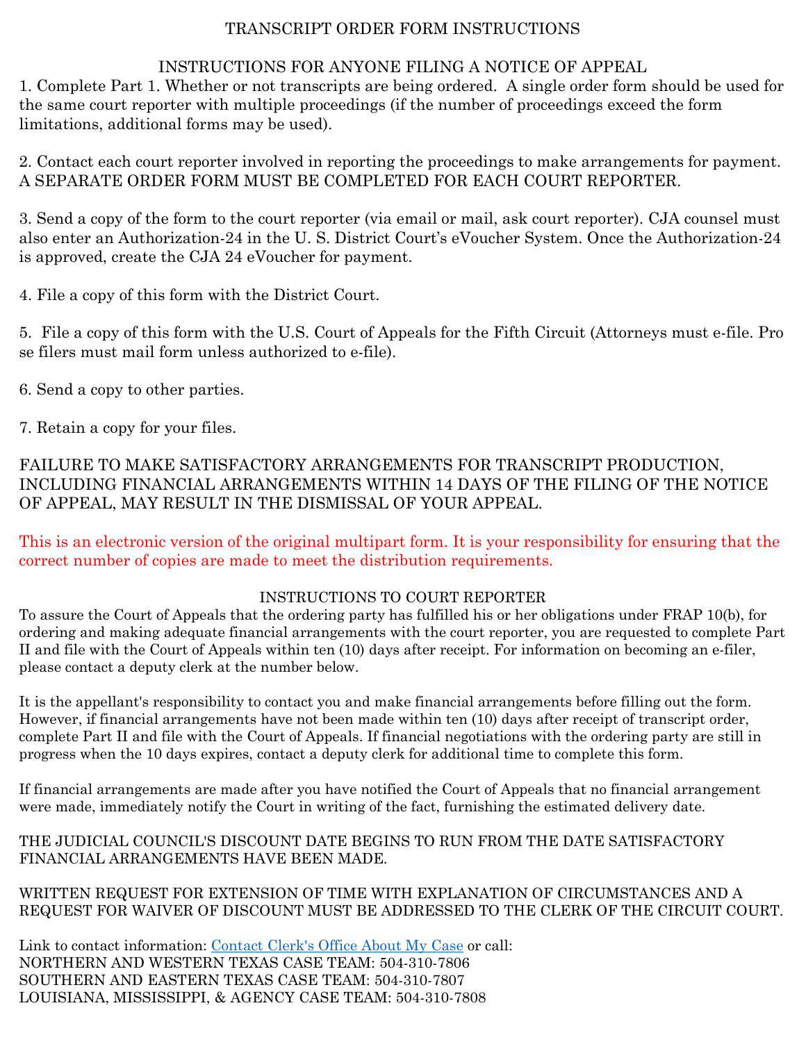# TRANSCRIPT ORDER FORM INSTRUCTIONS

## INSTRUCTIONS FOR ANYONE FILING A NOTICE OF APPEAL

1. Complete Part 1. Whether or not transcripts are being ordered. A single order form should be used for the same court reporter with multiple proceedings (if the number of proceedings exceed the form limitations, additional forms may be used).

2. Contact each court reporter involved in reporting the proceedings to make arrangements for payment. A SEPARATE ORDER FORM MUST BE COMPLETED FOR EACH COURT REPORTER.

3. Send a copy of the form to the court reporter (via email or mail, ask court reporter). CJA counsel must also enter an Authorization-24 in the U. S. District Court's eVoucher System. Once the Authorization-24 is approved, create the CJA 24 eVoucher for payment.

4. File a copy of this form with the District Court.

5. File a copy of this form with the U.S. Court of Appeals for the Fifth Circuit (Attorneys must e-file. Pro se filers must mail form unless authorized to e-file).

6. Send a copy to other parties.

7. Retain a copy for your files.

FAILURE TO MAKE SATISFACTORY ARRANGEMENTS FOR TRANSCRIPT PRODUCTION, INCLUDING FINANCIAL ARRANGEMENTS WITHIN 14 DAYS OF THE FILING OF THE NOTICE OF APPEAL, MAY RESULT IN THE DISMISSAL OF YOUR APPEAL.

This is an electronic version of the original multipart form. It is your responsibility for ensuring that the correct number of copies are made to meet the distribution requirements.

## INSTRUCTIONS TO COURT REPORTER

To assure the Court of Appeals that the ordering party has fulfilled his or her obligations under FRAP 10(b), for ordering and making adequate financial arrangements with the court reporter, you are requested to complete Part II and file with the Court of Appeals within ten (10) days after receipt. For information on becoming an e-filer, please contact a deputy clerk at the number below.

It is the appellant's responsibility to contact you and make financial arrangements before filling out the form. However, if financial arrangements have not been made within ten (10) days after receipt of transcript order, complete Part II and file with the Court of Appeals. If financial negotiations with the ordering party are still in progress when the 10 days expires, contact a deputy clerk for additional time to complete this form.

If financial arrangements are made after you have notified the Court of Appeals that no financial arrangement were made, immediately notify the Court in writing of the fact, furnishing the estimated delivery date.

THE JUDICIAL COUNCIL'S DISCOUNT DATE BEGINS TO RUN FROM THE DATE SATISFACTORY FINANCIAL ARRANGEMENTS HAVE BEEN MADE.

WRITTEN REQUEST FOR EXTENSION OF TIME WITH EXPLANATION OF CIRCUMSTANCES AND A REQUEST FOR WAIVER OF DISCOUNT MUST BE ADDRESSED TO THE CLERK OF THE CIRCUIT COURT.

Link to contact information: Contact Clerk's Office About My Case or call:
NORTHERN AND WESTERN TEXAS CASE TEAM: 504-310-7806
SOUTHERN AND EASTERN TEXAS CASE TEAM: 504-310-7807
LOUISIANA, MISSISSIPPI, & AGENCY CASE TEAM: 504-310-7808